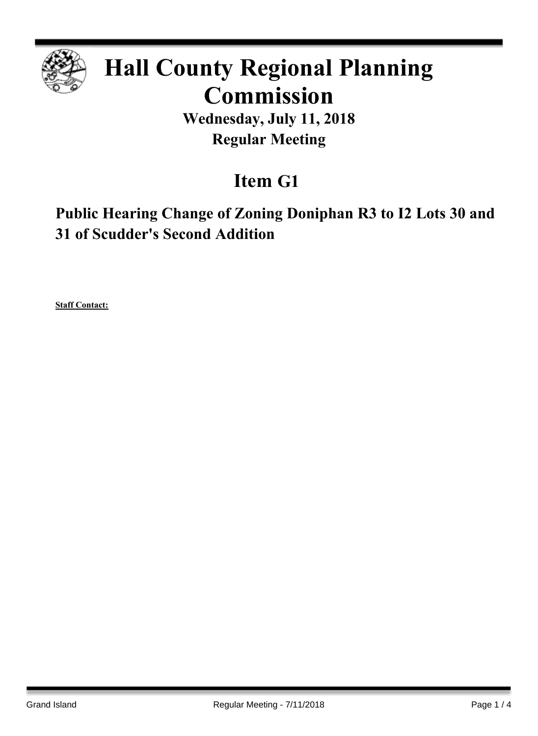# Hall County Regional Planning Commission

**Wednesday, July 11, 2018**
**Regular Meeting**

## Item G1

### Public Hearing Change of Zoning Doniphan R3 to I2 Lots 30 and 31 of Scudder's Second Addition

**Staff Contact:**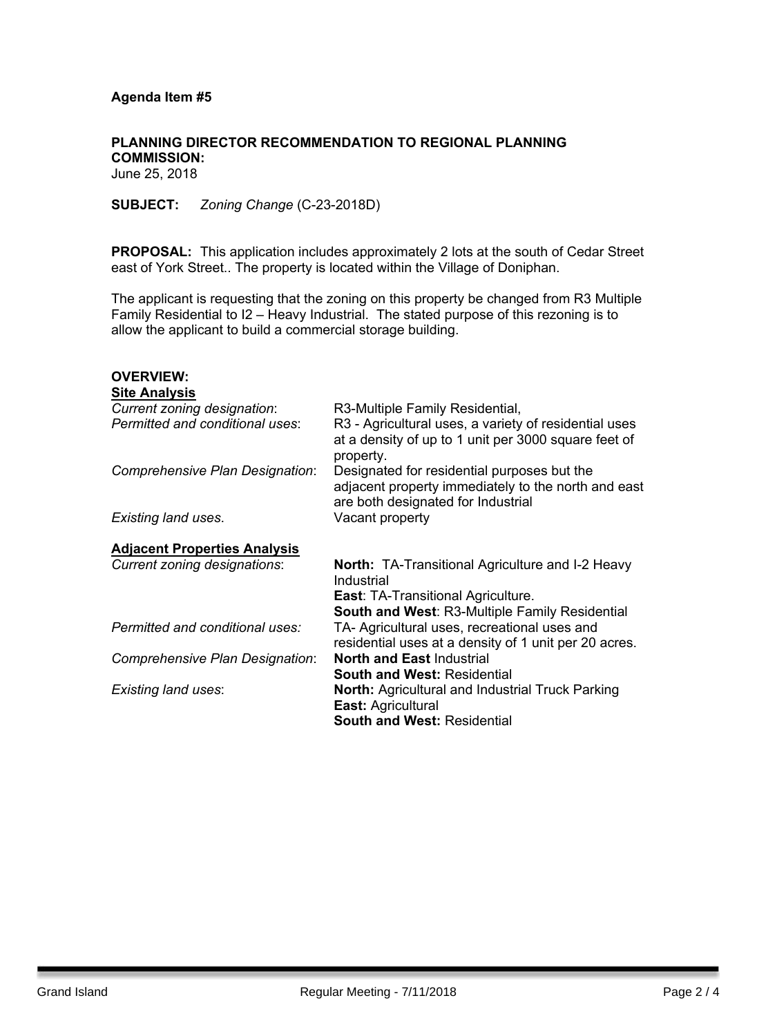**Agenda Item #5**

**PLANNING DIRECTOR RECOMMENDATION TO REGIONAL PLANNING COMMISSION:**
June 25, 2018

**SUBJECT:** *Zoning Change* (C-23-2018D)

**PROPOSAL:** This application includes approximately 2 lots at the south of Cedar Street east of York Street.. The property is located within the Village of Doniphan.

The applicant is requesting that the zoning on this property be changed from R3 Multiple Family Residential to I2 – Heavy Industrial. The stated purpose of this rezoning is to allow the applicant to build a commercial storage building.

**OVERVIEW:**

**Site Analysis**

| | |
|---|---|
| *Current zoning designation*: | R3-Multiple Family Residential, |
| *Permitted and conditional uses*: | R3 - Agricultural uses, a variety of residential uses at a density of up to 1 unit per 3000 square feet of property. |
| *Comprehensive Plan Designation*: | Designated for residential purposes but the adjacent property immediately to the north and east are both designated for Industrial |
| *Existing land uses*. | Vacant property |

**Adjacent Properties Analysis**

| | |
|---|---|
| *Current zoning designations*: | **North:** TA-Transitional Agriculture and I-2 Heavy Industrial<br>**East**: TA-Transitional Agriculture.<br>**South and West**: R3-Multiple Family Residential |
| *Permitted and conditional uses:* | TA- Agricultural uses, recreational uses and residential uses at a density of 1 unit per 20 acres. |
| *Comprehensive Plan Designation*: | **North and East** Industrial<br>**South and West:** Residential |
| *Existing land uses*: | **North:** Agricultural and Industrial Truck Parking<br>**East:** Agricultural<br>**South and West:** Residential |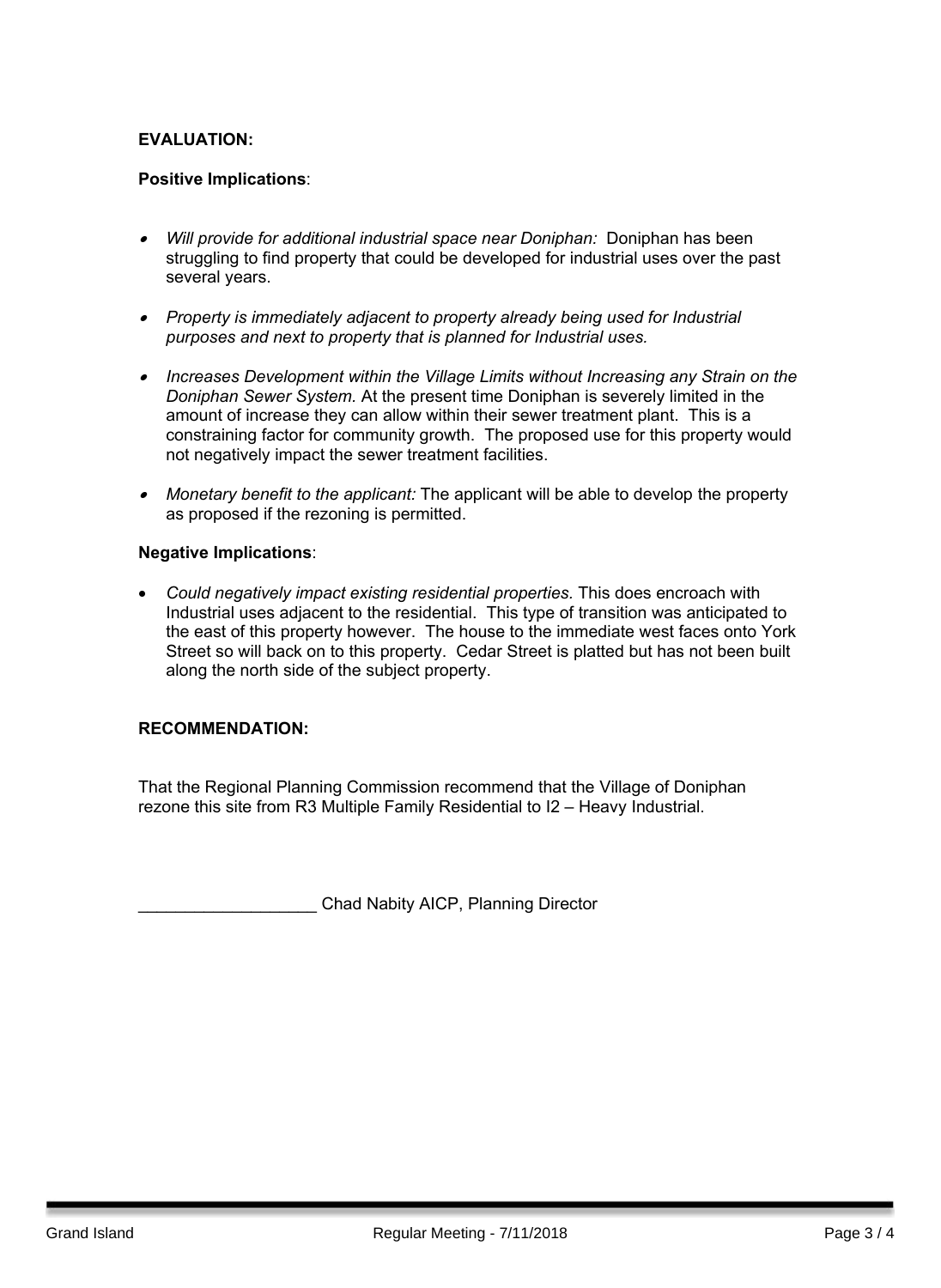**EVALUATION:**

**Positive Implications**:

- *Will provide for additional industrial space near Doniphan:* Doniphan has been struggling to find property that could be developed for industrial uses over the past several years.
- *Property is immediately adjacent to property already being used for Industrial purposes and next to property that is planned for Industrial uses.*
- *Increases Development within the Village Limits without Increasing any Strain on the Doniphan Sewer System.* At the present time Doniphan is severely limited in the amount of increase they can allow within their sewer treatment plant. This is a constraining factor for community growth. The proposed use for this property would not negatively impact the sewer treatment facilities.
- *Monetary benefit to the applicant:* The applicant will be able to develop the property as proposed if the rezoning is permitted.

**Negative Implications**:

- *Could negatively impact existing residential properties.* This does encroach with Industrial uses adjacent to the residential. This type of transition was anticipated to the east of this property however. The house to the immediate west faces onto York Street so will back on to this property. Cedar Street is platted but has not been built along the north side of the subject property.

**RECOMMENDATION:**

That the Regional Planning Commission recommend that the Village of Doniphan rezone this site from R3 Multiple Family Residential to I2 – Heavy Industrial.

___________________ Chad Nabity AICP, Planning Director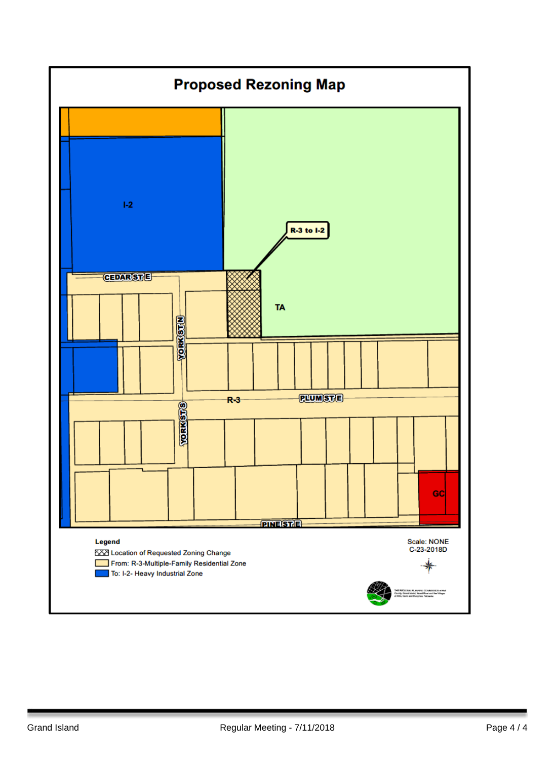# Proposed Rezoning Map

I-2

R-3 to I-2

CEDAR ST E

TA

YORK ST N

R-3

PLUM ST E

YORK ST S

GC

PINE ST E

**Legend**

Location of Requested Zoning Change

From: R-3-Multiple-Family Residential Zone

To: I-2- Heavy Industrial Zone

Scale: NONE

C-23-2018D